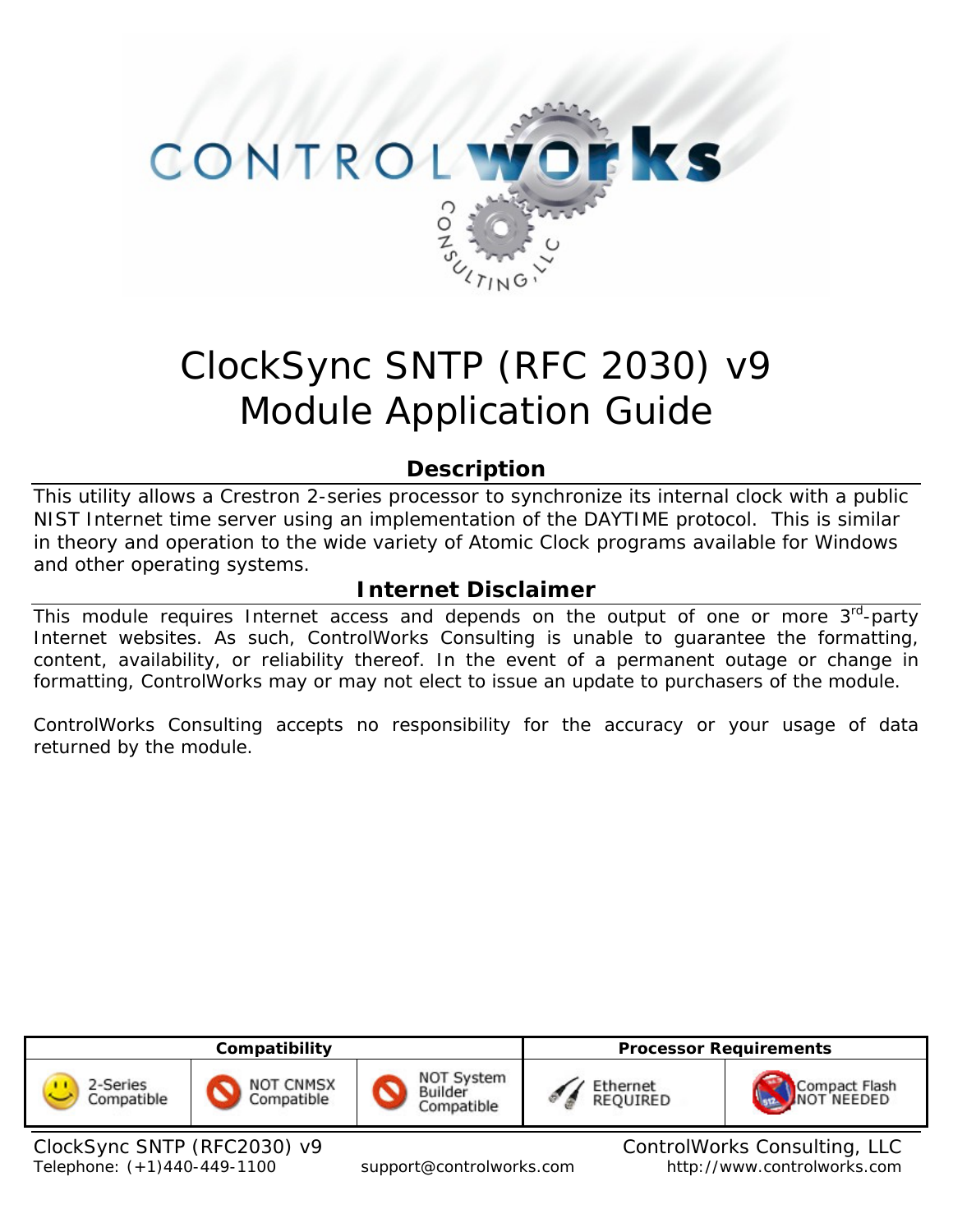# ClockSync SNTP (RFC 2030) v9
# Module Application Guide

## Description

This utility allows a Crestron 2-series processor to synchronize its internal clock with a public NIST Internet time server using an implementation of the DAYTIME protocol. This is similar in theory and operation to the wide variety of Atomic Clock programs available for Windows and other operating systems.

## Internet Disclaimer

This module requires Internet access and depends on the output of one or more 3rd-party Internet websites. As such, ControlWorks Consulting is unable to guarantee the formatting, content, availability, or reliability thereof. In the event of a permanent outage or change in formatting, ControlWorks may or may not elect to issue an update to purchasers of the module.

ControlWorks Consulting accepts no responsibility for the accuracy or your usage of data returned by the module.

| Compatibility | | | Processor Requirements | |
|---|---|---|---|---|
| 2-Series Compatible | NOT CNMSX Compatible | NOT System Builder Compatible | Ethernet REQUIRED | Compact Flash NOT NEEDED |

ClockSync SNTP (RFC2030) v9 — ControlWorks Consulting, LLC
Telephone: (+1)440-449-1100 — support@controlworks.com — http://www.controlworks.com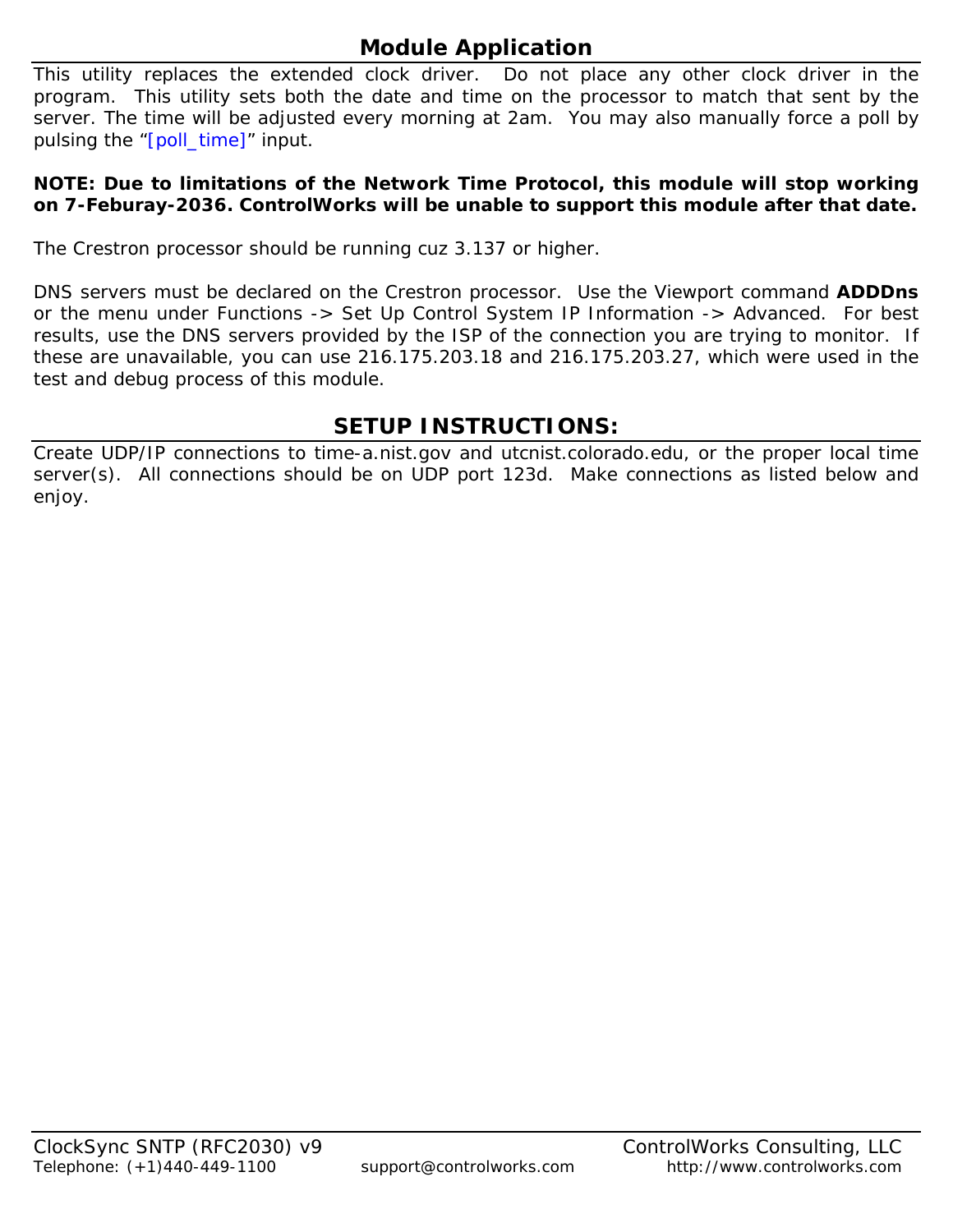## Module Application

This utility replaces the extended clock driver. Do not place any other clock driver in the program. This utility sets both the date and time on the processor to match that sent by the server. The time will be adjusted every morning at 2am. You may also manually force a poll by pulsing the "[poll_time]" input.

**NOTE: Due to limitations of the Network Time Protocol, this module will stop working on 7-Feburay-2036. ControlWorks will be unable to support this module after that date.**

The Crestron processor should be running cuz 3.137 or higher.

DNS servers must be declared on the Crestron processor. Use the Viewport command **ADDDns** or the menu under Functions -> Set Up Control System IP Information -> Advanced. For best results, use the DNS servers provided by the ISP of the connection you are trying to monitor. If these are unavailable, you can use 216.175.203.18 and 216.175.203.27, which were used in the test and debug process of this module.

## SETUP INSTRUCTIONS:

Create UDP/IP connections to time-a.nist.gov and utcnist.colorado.edu, or the proper local time server(s). All connections should be on UDP port 123d. Make connections as listed below and enjoy.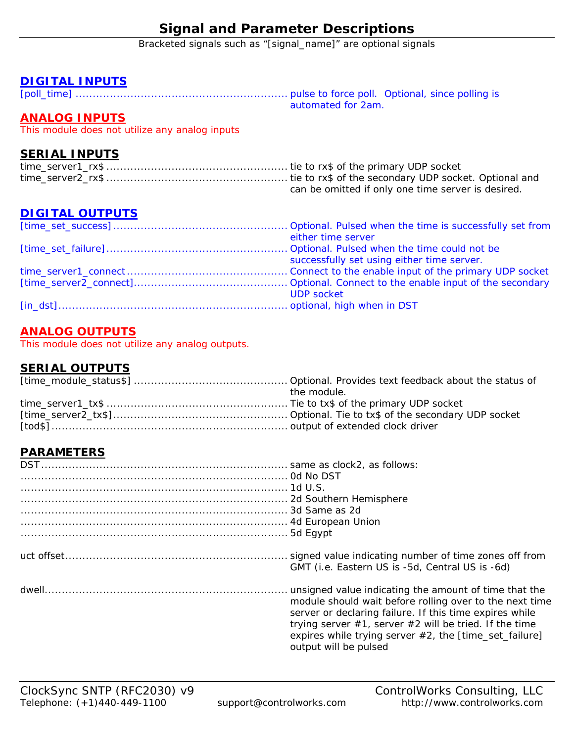# Signal and Parameter Descriptions

Bracketed signals such as "[signal_name]" are optional signals

## DIGITAL INPUTS

[poll_time] ............................................................ pulse to force poll. Optional, since polling is automated for 2am.

## ANALOG INPUTS

This module does not utilize any analog inputs

## SERIAL INPUTS

time_server1_rx$ ..................................................... tie to rx$ of the primary UDP socket

time_server2_rx$ ..................................................... tie to rx$ of the secondary UDP socket. Optional and can be omitted if only one time server is desired.

## DIGITAL OUTPUTS

[time_set_success] .................................................. Optional. Pulsed when the time is successfully set from either time server

[time_set_failure] ..................................................... Optional. Pulsed when the time could not be successfully set using either time server.

time_server1_connect ............................................... Connect to the enable input of the primary UDP socket

[time_server2_connect] ............................................. Optional. Connect to the enable input of the secondary UDP socket

[in_dst] ................................................................... optional, high when in DST

## ANALOG OUTPUTS

This module does not utilize any analog outputs.

## SERIAL OUTPUTS

[time_module_status$] ............................................. Optional. Provides text feedback about the status of the module.

time_server1_tx$ ...................................................... Tie to tx$ of the primary UDP socket

[time_server2_tx$] .................................................... Optional. Tie to tx$ of the secondary UDP socket

[tod$] ..................................................................... output of extended clock driver

## PARAMETERS

DST ........................................................................ same as clock2, as follows:

............................................................................. 0d No DST

............................................................................. 1d U.S.

............................................................................. 2d Southern Hemisphere

............................................................................. 3d Same as 2d

............................................................................. 4d European Union

............................................................................. 5d Egypt

uct offset ................................................................. signed value indicating number of time zones off from GMT (i.e. Eastern US is -5d, Central US is -6d)

dwell ...................................................................... unsigned value indicating the amount of time that the module should wait before rolling over to the next time server or declaring failure. If this time expires while trying server #1, server #2 will be tried. If the time expires while trying server #2, the [time_set_failure] output will be pulsed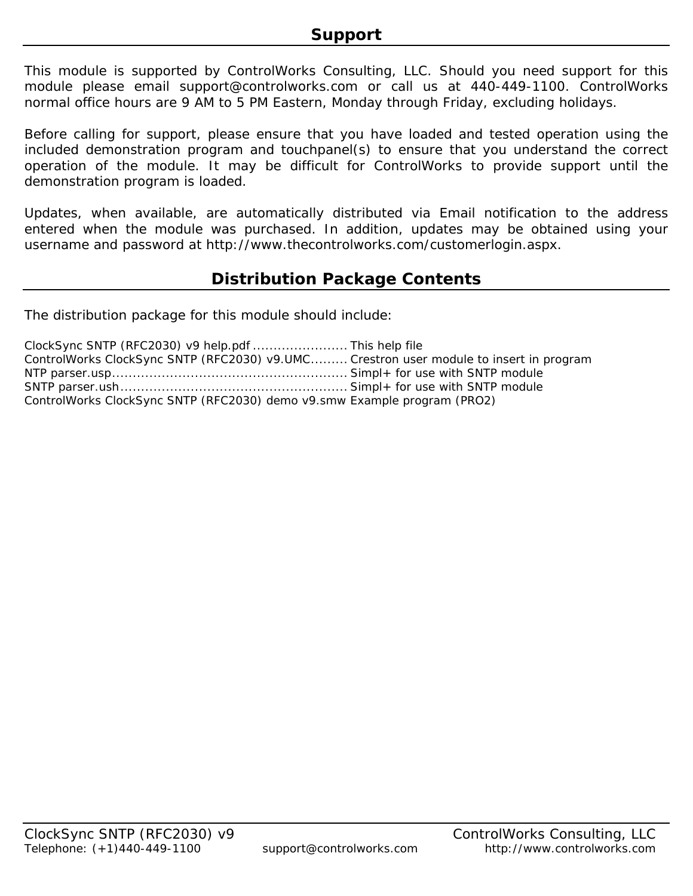## Support

This module is supported by ControlWorks Consulting, LLC. Should you need support for this module please email support@controlworks.com or call us at 440-449-1100. ControlWorks normal office hours are 9 AM to 5 PM Eastern, Monday through Friday, excluding holidays.

Before calling for support, please ensure that you have loaded and tested operation using the included demonstration program and touchpanel(s) to ensure that you understand the correct operation of the module. It may be difficult for ControlWorks to provide support until the demonstration program is loaded.

Updates, when available, are automatically distributed via Email notification to the address entered when the module was purchased. In addition, updates may be obtained using your username and password at http://www.thecontrolworks.com/customerlogin.aspx.

## Distribution Package Contents

The distribution package for this module should include:

ClockSync SNTP (RFC2030) v9 help.pdf ....................... This help file
ControlWorks ClockSync SNTP (RFC2030) v9.UMC......... Crestron user module to insert in program
NTP parser.usp......................................................... Simpl+ for use with SNTP module
SNTP parser.ush....................................................... Simpl+ for use with SNTP module
ControlWorks ClockSync SNTP (RFC2030) demo v9.smw Example program (PRO2)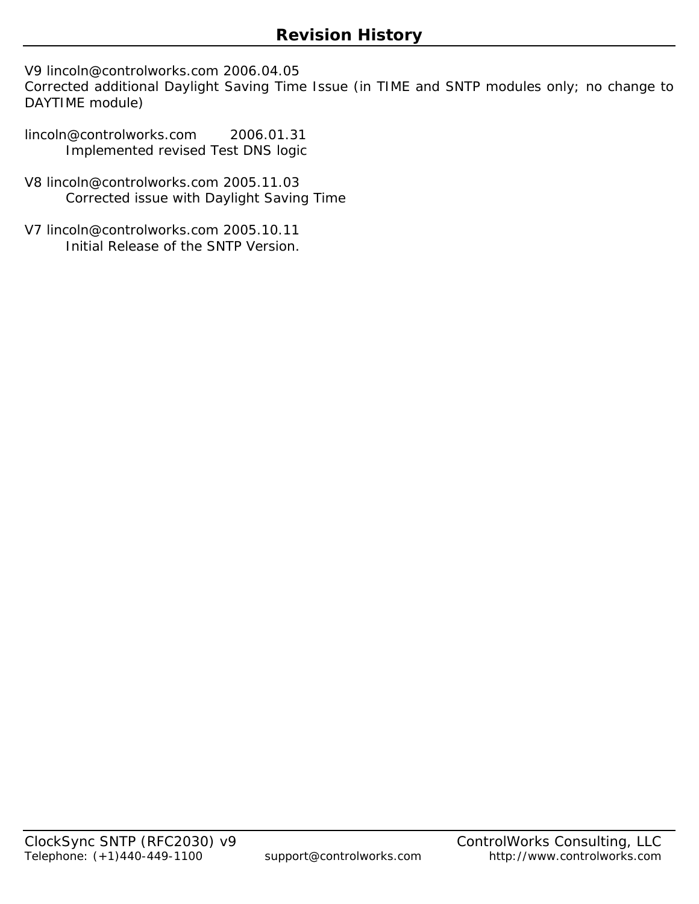# Revision History

V9 lincoln@controlworks.com 2006.04.05
Corrected additional Daylight Saving Time Issue (in TIME and SNTP modules only; no change to DAYTIME module)

lincoln@controlworks.com 2006.01.31
Implemented revised Test DNS logic

V8 lincoln@controlworks.com 2005.11.03
Corrected issue with Daylight Saving Time

V7 lincoln@controlworks.com 2005.10.11
Initial Release of the SNTP Version.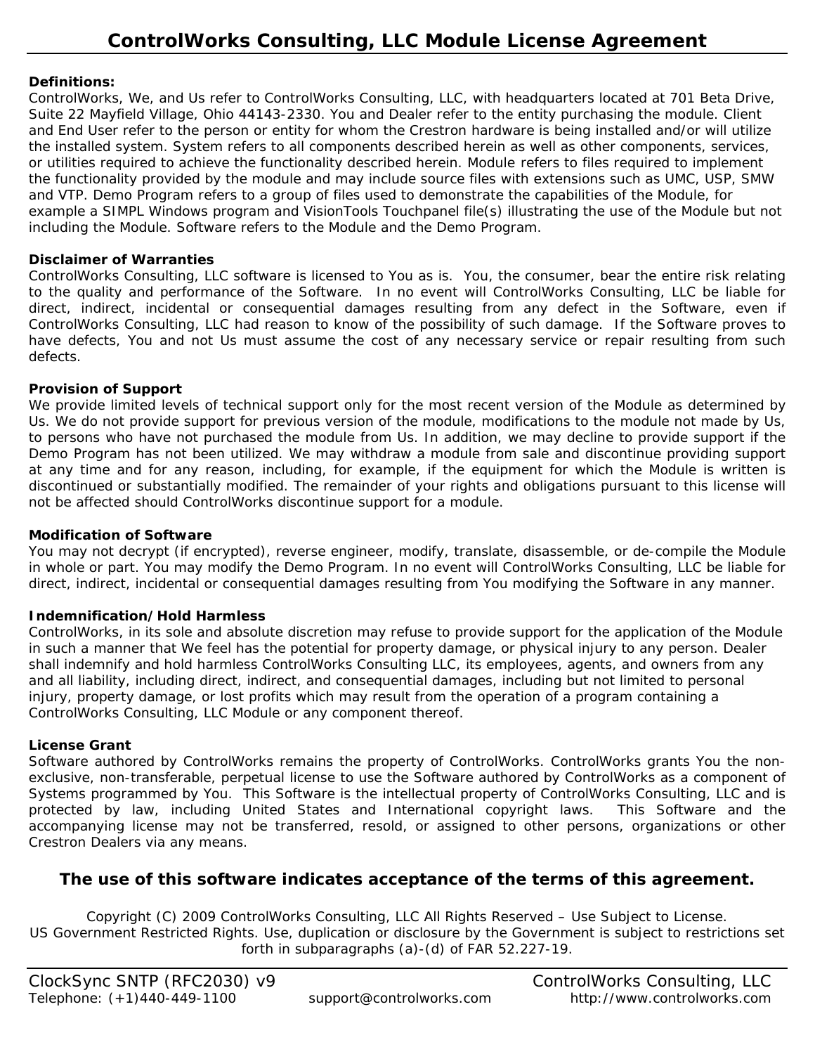# ControlWorks Consulting, LLC Module License Agreement

**Definitions:**
ControlWorks, We, and Us refer to ControlWorks Consulting, LLC, with headquarters located at 701 Beta Drive, Suite 22 Mayfield Village, Ohio 44143-2330. You and Dealer refer to the entity purchasing the module. Client and End User refer to the person or entity for whom the Crestron hardware is being installed and/or will utilize the installed system. System refers to all components described herein as well as other components, services, or utilities required to achieve the functionality described herein. Module refers to files required to implement the functionality provided by the module and may include source files with extensions such as UMC, USP, SMW and VTP. Demo Program refers to a group of files used to demonstrate the capabilities of the Module, for example a SIMPL Windows program and VisionTools Touchpanel file(s) illustrating the use of the Module but not including the Module. Software refers to the Module and the Demo Program.

**Disclaimer of Warranties**
ControlWorks Consulting, LLC software is licensed to You as is. You, the consumer, bear the entire risk relating to the quality and performance of the Software. In no event will ControlWorks Consulting, LLC be liable for direct, indirect, incidental or consequential damages resulting from any defect in the Software, even if ControlWorks Consulting, LLC had reason to know of the possibility of such damage. If the Software proves to have defects, You and not Us must assume the cost of any necessary service or repair resulting from such defects.

**Provision of Support**
We provide limited levels of technical support only for the most recent version of the Module as determined by Us. We do not provide support for previous version of the module, modifications to the module not made by Us, to persons who have not purchased the module from Us. In addition, we may decline to provide support if the Demo Program has not been utilized. We may withdraw a module from sale and discontinue providing support at any time and for any reason, including, for example, if the equipment for which the Module is written is discontinued or substantially modified. The remainder of your rights and obligations pursuant to this license will not be affected should ControlWorks discontinue support for a module.

**Modification of Software**
You may not decrypt (if encrypted), reverse engineer, modify, translate, disassemble, or de-compile the Module in whole or part. You may modify the Demo Program. In no event will ControlWorks Consulting, LLC be liable for direct, indirect, incidental or consequential damages resulting from You modifying the Software in any manner.

**Indemnification/Hold Harmless**
ControlWorks, in its sole and absolute discretion may refuse to provide support for the application of the Module in such a manner that We feel has the potential for property damage, or physical injury to any person. Dealer shall indemnify and hold harmless ControlWorks Consulting LLC, its employees, agents, and owners from any and all liability, including direct, indirect, and consequential damages, including but not limited to personal injury, property damage, or lost profits which may result from the operation of a program containing a ControlWorks Consulting, LLC Module or any component thereof.

**License Grant**
Software authored by ControlWorks remains the property of ControlWorks. ControlWorks grants You the non-exclusive, non-transferable, perpetual license to use the Software authored by ControlWorks as a component of Systems programmed by You. This Software is the intellectual property of ControlWorks Consulting, LLC and is protected by law, including United States and International copyright laws. This Software and the accompanying license may not be transferred, resold, or assigned to other persons, organizations or other Crestron Dealers via any means.

**The use of this software indicates acceptance of the terms of this agreement.**

Copyright (C) 2009 ControlWorks Consulting, LLC All Rights Reserved – Use Subject to License.
US Government Restricted Rights. Use, duplication or disclosure by the Government is subject to restrictions set forth in subparagraphs (a)-(d) of FAR 52.227-19.